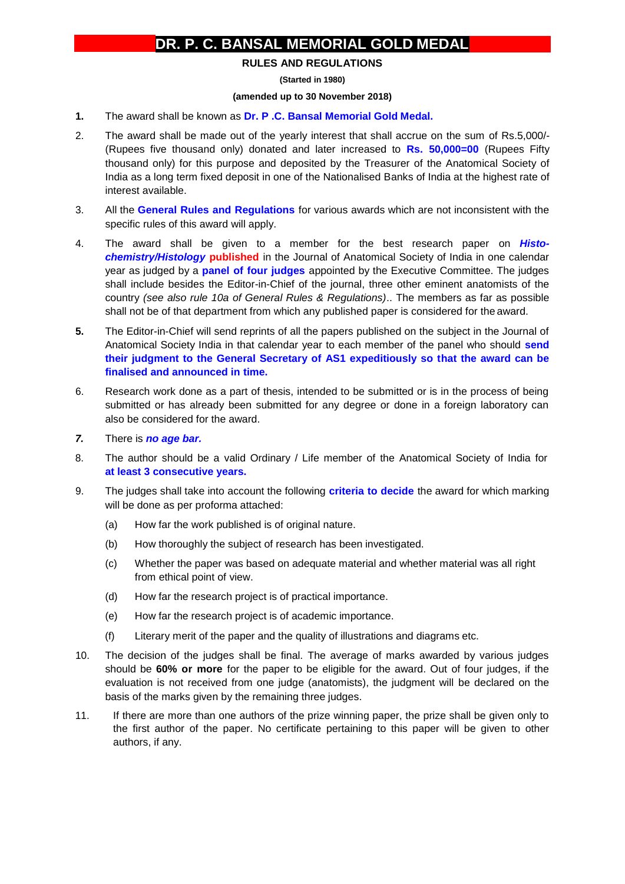# DR. P. C. BANSAL MEMORIAL GOLD MEDAL

## RULES AND REGULATIONS

**(Started in 1980)**

**(amended up to 30 November 2018)**

**1.** The award shall be known as **Dr. P .C. Bansal Memorial Gold Medal.**

2. The award shall be made out of the yearly interest that shall accrue on the sum of Rs.5,000/- (Rupees five thousand only) donated and later increased to **Rs. 50,000=00** (Rupees Fifty thousand only) for this purpose and deposited by the Treasurer of the Anatomical Society of India as a long term fixed deposit in one of the Nationalised Banks of India at the highest rate of interest available.

3. All the **General Rules and Regulations** for various awards which are not inconsistent with the specific rules of this award will apply.

4. The award shall be given to a member for the best research paper on ***Histo-chemistry/Histology*** **published** in the Journal of Anatomical Society of India in one calendar year as judged by a **panel of four judges** appointed by the Executive Committee. The judges shall include besides the Editor-in-Chief of the journal, three other eminent anatomists of the country *(see also rule 10a of General Rules & Regulations)*.. The members as far as possible shall not be of that department from which any published paper is considered for the award.

**5.** The Editor-in-Chief will send reprints of all the papers published on the subject in the Journal of Anatomical Society India in that calendar year to each member of the panel who should **send their judgment to the General Secretary of AS1 expeditiously so that the award can be finalised and announced in time.**

6. Research work done as a part of thesis, intended to be submitted or is in the process of being submitted or has already been submitted for any degree or done in a foreign laboratory can also be considered for the award.

***7.*** There is ***no age bar.***

8. The author should be a valid Ordinary / Life member of the Anatomical Society of India for **at least 3 consecutive years.**

9. The judges shall take into account the following **criteria to decide** the award for which marking will be done as per proforma attached:

   (a) How far the work published is of original nature.

   (b) How thoroughly the subject of research has been investigated.

   (c) Whether the paper was based on adequate material and whether material was all right from ethical point of view.

   (d) How far the research project is of practical importance.

   (e) How far the research project is of academic importance.

   (f) Literary merit of the paper and the quality of illustrations and diagrams etc.

10. The decision of the judges shall be final. The average of marks awarded by various judges should be **60% or more** for the paper to be eligible for the award. Out of four judges, if the evaluation is not received from one judge (anatomists), the judgment will be declared on the basis of the marks given by the remaining three judges.

11. If there are more than one authors of the prize winning paper, the prize shall be given only to the first author of the paper. No certificate pertaining to this paper will be given to other authors, if any.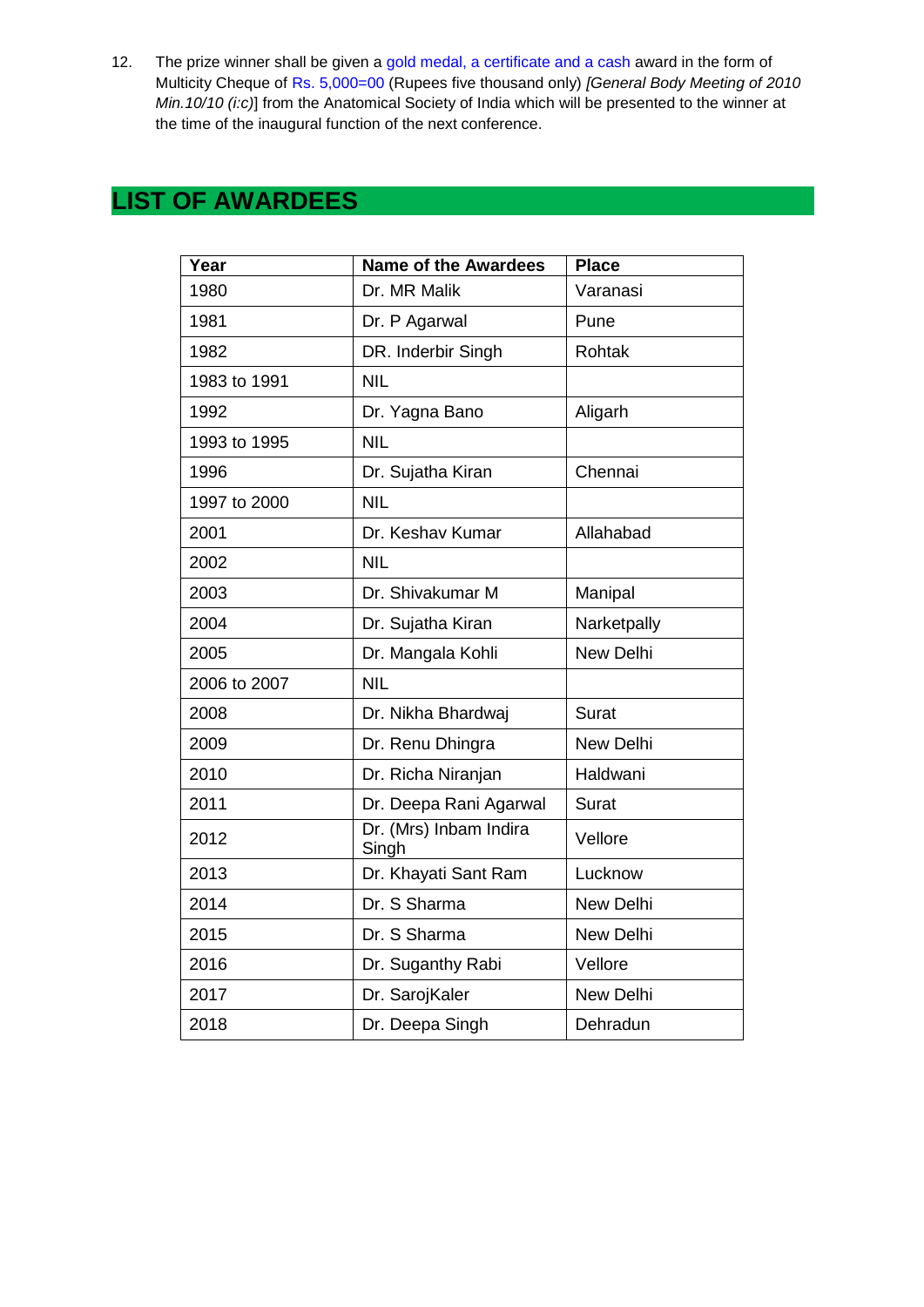12. The prize winner shall be given a gold medal, a certificate and a cash award in the form of Multicity Cheque of Rs. 5,000=00 (Rupees five thousand only) *[General Body Meeting of 2010 Min.10/10 (i:c)]* from the Anatomical Society of India which will be presented to the winner at the time of the inaugural function of the next conference.

## LIST OF AWARDEES

| Year | Name of the Awardees | Place |
|---|---|---|
| 1980 | Dr. MR Malik | Varanasi |
| 1981 | Dr. P Agarwal | Pune |
| 1982 | DR. Inderbir Singh | Rohtak |
| 1983 to 1991 | NIL | |
| 1992 | Dr. Yagna Bano | Aligarh |
| 1993 to 1995 | NIL | |
| 1996 | Dr. Sujatha Kiran | Chennai |
| 1997 to 2000 | NIL | |
| 2001 | Dr. Keshav Kumar | Allahabad |
| 2002 | NIL | |
| 2003 | Dr. Shivakumar M | Manipal |
| 2004 | Dr. Sujatha Kiran | Narketpally |
| 2005 | Dr. Mangala Kohli | New Delhi |
| 2006 to 2007 | NIL | |
| 2008 | Dr. Nikha Bhardwaj | Surat |
| 2009 | Dr. Renu Dhingra | New Delhi |
| 2010 | Dr. Richa Niranjan | Haldwani |
| 2011 | Dr. Deepa Rani Agarwal | Surat |
| 2012 | Dr. (Mrs) Inbam Indira Singh | Vellore |
| 2013 | Dr. Khayati Sant Ram | Lucknow |
| 2014 | Dr. S Sharma | New Delhi |
| 2015 | Dr. S Sharma | New Delhi |
| 2016 | Dr. Suganthy Rabi | Vellore |
| 2017 | Dr. SarojKaler | New Delhi |
| 2018 | Dr. Deepa Singh | Dehradun |